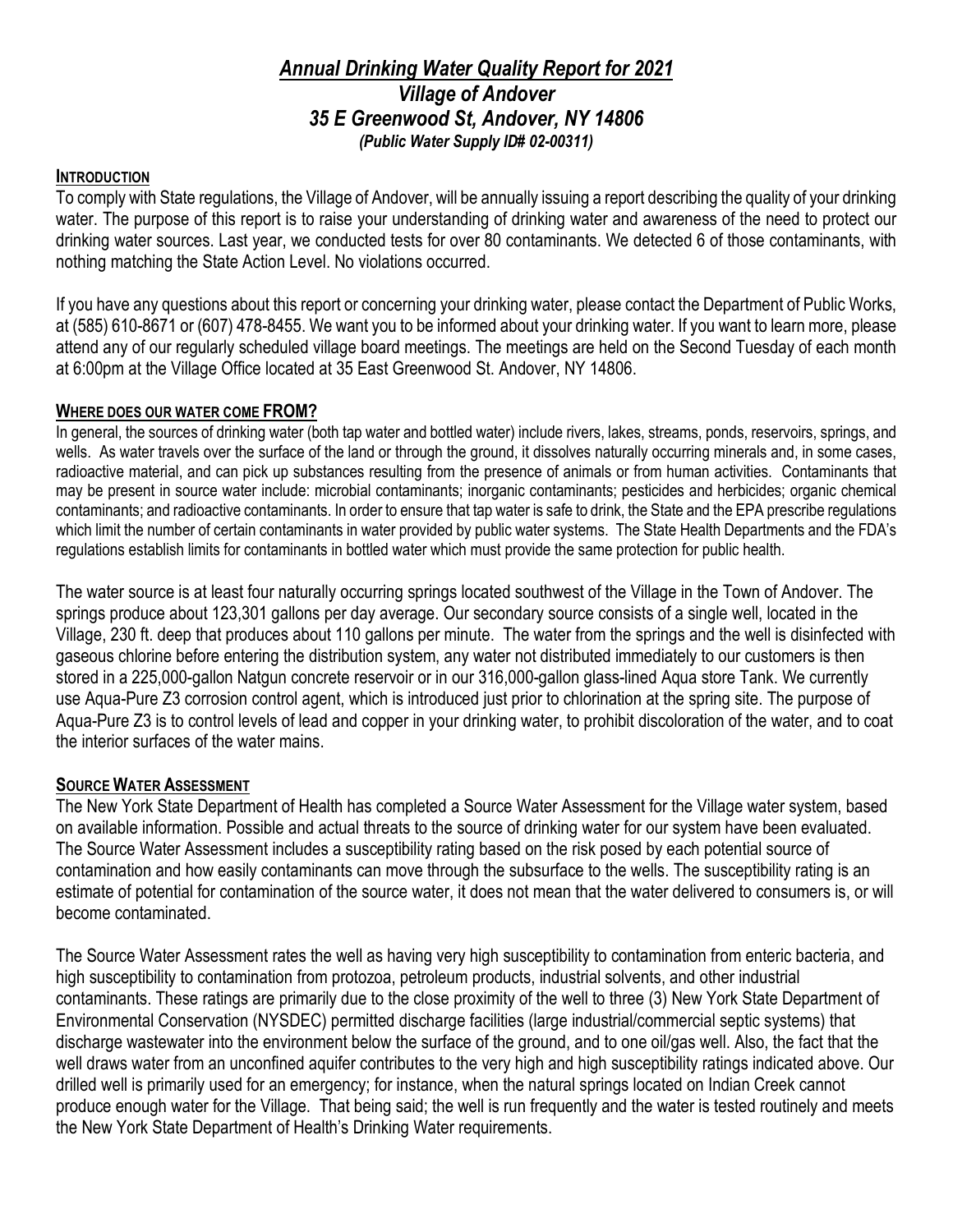# *Annual Drinking Water Quality Report for 2021*
## *Village of Andover*
## *35 E Greenwood St, Andover, NY 14806*
### *(Public Water Supply ID# 02-00311)*

**INTRODUCTION**

To comply with State regulations, the Village of Andover, will be annually issuing a report describing the quality of your drinking water. The purpose of this report is to raise your understanding of drinking water and awareness of the need to protect our drinking water sources. Last year, we conducted tests for over 80 contaminants. We detected 6 of those contaminants, with nothing matching the State Action Level. No violations occurred.

If you have any questions about this report or concerning your drinking water, please contact the Department of Public Works, at (585) 610-8671 or (607) 478-8455. We want you to be informed about your drinking water. If you want to learn more, please attend any of our regularly scheduled village board meetings. The meetings are held on the Second Tuesday of each month at 6:00pm at the Village Office located at 35 East Greenwood St. Andover, NY 14806.

**WHERE DOES OUR WATER COME FROM?**

In general, the sources of drinking water (both tap water and bottled water) include rivers, lakes, streams, ponds, reservoirs, springs, and wells. As water travels over the surface of the land or through the ground, it dissolves naturally occurring minerals and, in some cases, radioactive material, and can pick up substances resulting from the presence of animals or from human activities. Contaminants that may be present in source water include: microbial contaminants; inorganic contaminants; pesticides and herbicides; organic chemical contaminants; and radioactive contaminants. In order to ensure that tap water is safe to drink, the State and the EPA prescribe regulations which limit the number of certain contaminants in water provided by public water systems. The State Health Departments and the FDA's regulations establish limits for contaminants in bottled water which must provide the same protection for public health.

The water source is at least four naturally occurring springs located southwest of the Village in the Town of Andover. The springs produce about 123,301 gallons per day average. Our secondary source consists of a single well, located in the Village, 230 ft. deep that produces about 110 gallons per minute. The water from the springs and the well is disinfected with gaseous chlorine before entering the distribution system, any water not distributed immediately to our customers is then stored in a 225,000-gallon Natgun concrete reservoir or in our 316,000-gallon glass-lined Aqua store Tank. We currently use Aqua-Pure Z3 corrosion control agent, which is introduced just prior to chlorination at the spring site. The purpose of Aqua-Pure Z3 is to control levels of lead and copper in your drinking water, to prohibit discoloration of the water, and to coat the interior surfaces of the water mains.

**SOURCE WATER ASSESSMENT**

The New York State Department of Health has completed a Source Water Assessment for the Village water system, based on available information. Possible and actual threats to the source of drinking water for our system have been evaluated. The Source Water Assessment includes a susceptibility rating based on the risk posed by each potential source of contamination and how easily contaminants can move through the subsurface to the wells. The susceptibility rating is an estimate of potential for contamination of the source water, it does not mean that the water delivered to consumers is, or will become contaminated.

The Source Water Assessment rates the well as having very high susceptibility to contamination from enteric bacteria, and high susceptibility to contamination from protozoa, petroleum products, industrial solvents, and other industrial contaminants. These ratings are primarily due to the close proximity of the well to three (3) New York State Department of Environmental Conservation (NYSDEC) permitted discharge facilities (large industrial/commercial septic systems) that discharge wastewater into the environment below the surface of the ground, and to one oil/gas well. Also, the fact that the well draws water from an unconfined aquifer contributes to the very high and high susceptibility ratings indicated above. Our drilled well is primarily used for an emergency; for instance, when the natural springs located on Indian Creek cannot produce enough water for the Village. That being said; the well is run frequently and the water is tested routinely and meets the New York State Department of Health's Drinking Water requirements.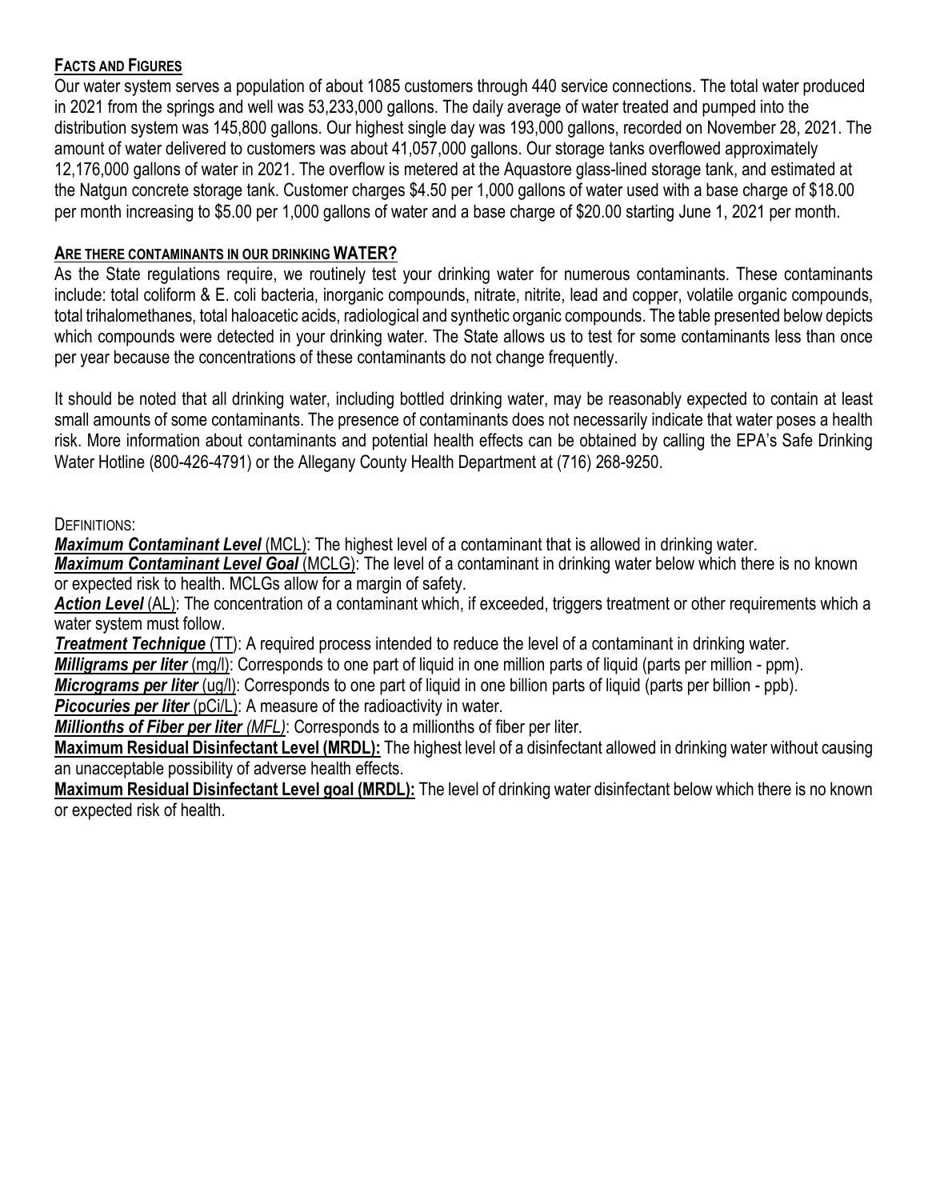## **Facts and Figures**

Our water system serves a population of about 1085 customers through 440 service connections. The total water produced in 2021 from the springs and well was 53,233,000 gallons. The daily average of water treated and pumped into the distribution system was 145,800 gallons. Our highest single day was 193,000 gallons, recorded on November 28, 2021. The amount of water delivered to customers was about 41,057,000 gallons. Our storage tanks overflowed approximately 12,176,000 gallons of water in 2021. The overflow is metered at the Aquastore glass-lined storage tank, and estimated at the Natgun concrete storage tank. Customer charges $4.50 per 1,000 gallons of water used with a base charge of $18.00 per month increasing to $5.00 per 1,000 gallons of water and a base charge of $20.00 starting June 1, 2021 per month.

## **Are there contaminants in our drinking WATER?**

As the State regulations require, we routinely test your drinking water for numerous contaminants. These contaminants include: total coliform & E. coli bacteria, inorganic compounds, nitrate, nitrite, lead and copper, volatile organic compounds, total trihalomethanes, total haloacetic acids, radiological and synthetic organic compounds. The table presented below depicts which compounds were detected in your drinking water. The State allows us to test for some contaminants less than once per year because the concentrations of these contaminants do not change frequently.

It should be noted that all drinking water, including bottled drinking water, may be reasonably expected to contain at least small amounts of some contaminants. The presence of contaminants does not necessarily indicate that water poses a health risk. More information about contaminants and potential health effects can be obtained by calling the EPA's Safe Drinking Water Hotline (800-426-4791) or the Allegany County Health Department at (716) 268-9250.

Definitions:

***Maximum Contaminant Level*** (MCL): The highest level of a contaminant that is allowed in drinking water.

***Maximum Contaminant Level Goal*** (MCLG): The level of a contaminant in drinking water below which there is no known or expected risk to health. MCLGs allow for a margin of safety.

***Action Level*** (AL): The concentration of a contaminant which, if exceeded, triggers treatment or other requirements which a water system must follow.

***Treatment Technique*** (TT): A required process intended to reduce the level of a contaminant in drinking water.

***Milligrams per liter*** (mg/l): Corresponds to one part of liquid in one million parts of liquid (parts per million - ppm).

***Micrograms per liter*** (ug/l): Corresponds to one part of liquid in one billion parts of liquid (parts per billion - ppb).

***Picocuries per liter*** (pCi/L): A measure of the radioactivity in water.

***Millionths of Fiber per liter*** *(MFL)*: Corresponds to a millionths of fiber per liter.

**Maximum Residual Disinfectant Level (MRDL):** The highest level of a disinfectant allowed in drinking water without causing an unacceptable possibility of adverse health effects.

**Maximum Residual Disinfectant Level goal (MRDL):** The level of drinking water disinfectant below which there is no known or expected risk of health.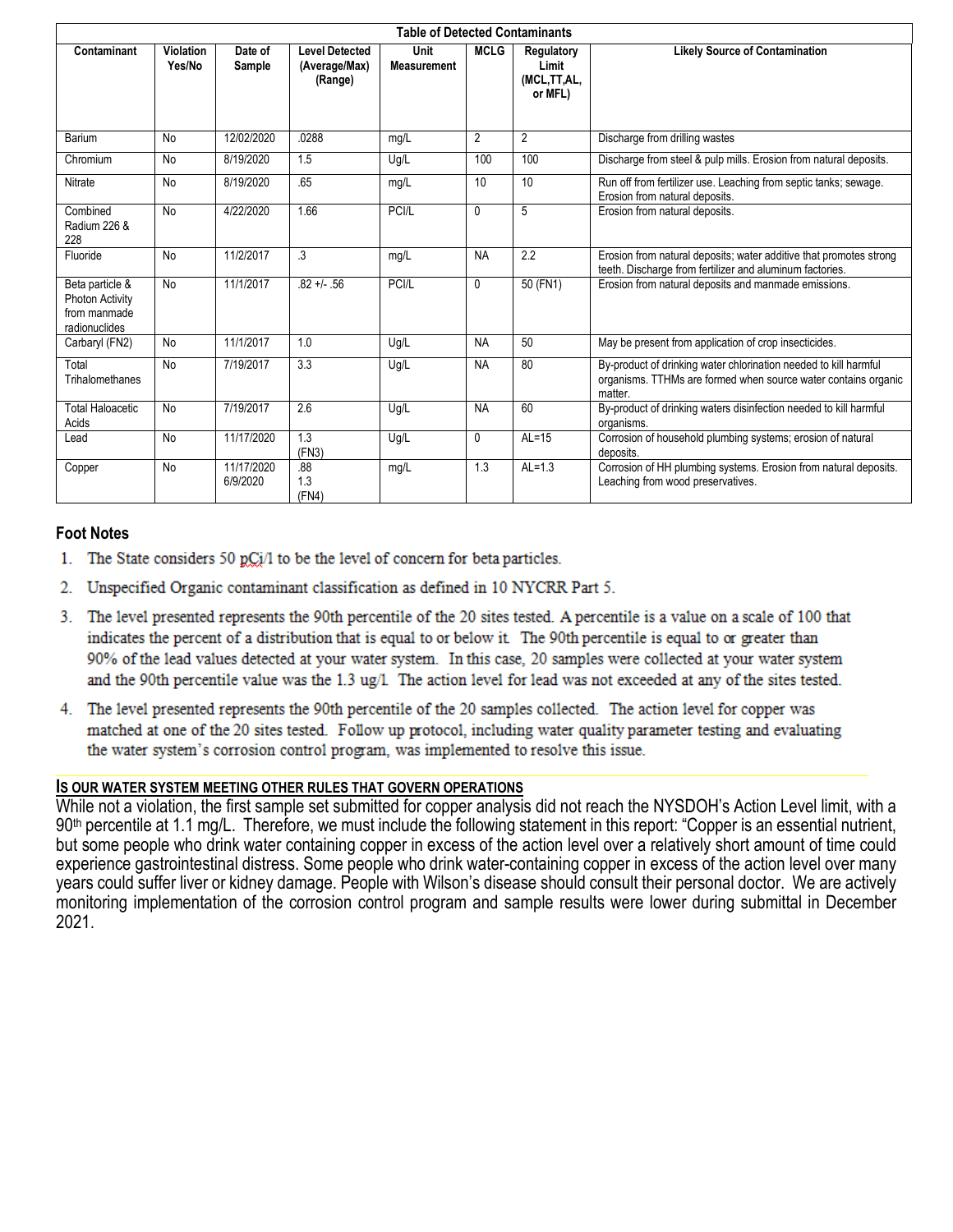| Table of Detected Contaminants | | | | | | | |
|---|---|---|---|---|---|---|---|
| Contaminant | Violation Yes/No | Date of Sample | Level Detected (Average/Max) (Range) | Unit Measurement | MCLG | Regulatory Limit (MCL,TT,AL, or MFL) | Likely Source of Contamination |
| Barium | No | 12/02/2020 | .0288 | mg/L | 2 | 2 | Discharge from drilling wastes |
| Chromium | No | 8/19/2020 | 1.5 | Ug/L | 100 | 100 | Discharge from steel & pulp mills. Erosion from natural deposits. |
| Nitrate | No | 8/19/2020 | .65 | mg/L | 10 | 10 | Run off from fertilizer use. Leaching from septic tanks; sewage. Erosion from natural deposits. |
| Combined Radium 226 & 228 | No | 4/22/2020 | 1.66 | PCI/L | 0 | 5 | Erosion from natural deposits. |
| Fluoride | No | 11/2/2017 | .3 | mg/L | NA | 2.2 | Erosion from natural deposits; water additive that promotes strong teeth. Discharge from fertilizer and aluminum factories. |
| Beta particle & Photon Activity from manmade radionuclides | No | 11/1/2017 | .82 +/- .56 | PCI/L | 0 | 50 (FN1) | Erosion from natural deposits and manmade emissions. |
| Carbaryl (FN2) | No | 11/1/2017 | 1.0 | Ug/L | NA | 50 | May be present from application of crop insecticides. |
| Total Trihalomethanes | No | 7/19/2017 | 3.3 | Ug/L | NA | 80 | By-product of drinking water chlorination needed to kill harmful organisms. TTHMs are formed when source water contains organic matter. |
| Total Haloacetic Acids | No | 7/19/2017 | 2.6 | Ug/L | NA | 60 | By-product of drinking waters disinfection needed to kill harmful organisms. |
| Lead | No | 11/17/2020 | 1.3 (FN3) | Ug/L | 0 | AL=15 | Corrosion of household plumbing systems; erosion of natural deposits. |
| Copper | No | 11/17/2020 6/9/2020 | .88 1.3 (FN4) | mg/L | 1.3 | AL=1.3 | Corrosion of HH plumbing systems. Erosion from natural deposits. Leaching from wood preservatives. |

## Foot Notes

1. The State considers 50 pCi/l to be the level of concern for beta particles.
2. Unspecified Organic contaminant classification as defined in 10 NYCRR Part 5.
3. The level presented represents the 90th percentile of the 20 sites tested. A percentile is a value on a scale of 100 that indicates the percent of a distribution that is equal to or below it. The 90th percentile is equal to or greater than 90% of the lead values detected at your water system. In this case, 20 samples were collected at your water system and the 90th percentile value was the 1.3 ug/l. The action level for lead was not exceeded at any of the sites tested.
4. The level presented represents the 90th percentile of the 20 samples collected. The action level for copper was matched at one of the 20 sites tested. Follow up protocol, including water quality parameter testing and evaluating the water system's corrosion control program, was implemented to resolve this issue.

## IS OUR WATER SYSTEM MEETING OTHER RULES THAT GOVERN OPERATIONS

While not a violation, the first sample set submitted for copper analysis did not reach the NYSDOH's Action Level limit, with a 90th percentile at 1.1 mg/L. Therefore, we must include the following statement in this report: "Copper is an essential nutrient, but some people who drink water containing copper in excess of the action level over a relatively short amount of time could experience gastrointestinal distress. Some people who drink water-containing copper in excess of the action level over many years could suffer liver or kidney damage. People with Wilson's disease should consult their personal doctor. We are actively monitoring implementation of the corrosion control program and sample results were lower during submittal in December 2021.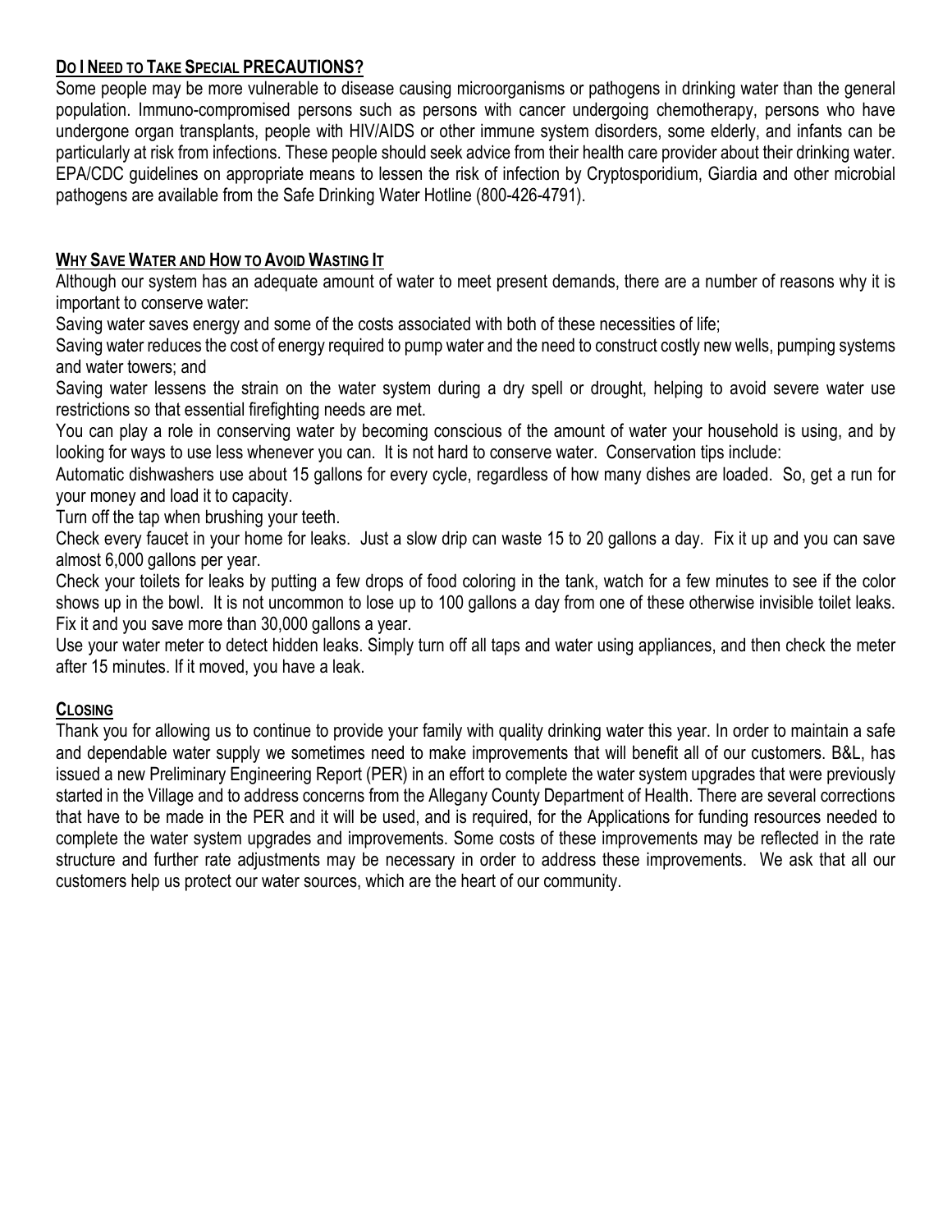## **Do I Need to Take Special PRECAUTIONS?**

Some people may be more vulnerable to disease causing microorganisms or pathogens in drinking water than the general population. Immuno-compromised persons such as persons with cancer undergoing chemotherapy, persons who have undergone organ transplants, people with HIV/AIDS or other immune system disorders, some elderly, and infants can be particularly at risk from infections. These people should seek advice from their health care provider about their drinking water. EPA/CDC guidelines on appropriate means to lessen the risk of infection by Cryptosporidium, Giardia and other microbial pathogens are available from the Safe Drinking Water Hotline (800-426-4791).

## **Why Save Water and How to Avoid Wasting It**

Although our system has an adequate amount of water to meet present demands, there are a number of reasons why it is important to conserve water:

Saving water saves energy and some of the costs associated with both of these necessities of life;

Saving water reduces the cost of energy required to pump water and the need to construct costly new wells, pumping systems and water towers; and

Saving water lessens the strain on the water system during a dry spell or drought, helping to avoid severe water use restrictions so that essential firefighting needs are met.

You can play a role in conserving water by becoming conscious of the amount of water your household is using, and by looking for ways to use less whenever you can. It is not hard to conserve water. Conservation tips include:

Automatic dishwashers use about 15 gallons for every cycle, regardless of how many dishes are loaded. So, get a run for your money and load it to capacity.

Turn off the tap when brushing your teeth.

Check every faucet in your home for leaks. Just a slow drip can waste 15 to 20 gallons a day. Fix it up and you can save almost 6,000 gallons per year.

Check your toilets for leaks by putting a few drops of food coloring in the tank, watch for a few minutes to see if the color shows up in the bowl. It is not uncommon to lose up to 100 gallons a day from one of these otherwise invisible toilet leaks. Fix it and you save more than 30,000 gallons a year.

Use your water meter to detect hidden leaks. Simply turn off all taps and water using appliances, and then check the meter after 15 minutes. If it moved, you have a leak.

## **Closing**

Thank you for allowing us to continue to provide your family with quality drinking water this year. In order to maintain a safe and dependable water supply we sometimes need to make improvements that will benefit all of our customers. B&L, has issued a new Preliminary Engineering Report (PER) in an effort to complete the water system upgrades that were previously started in the Village and to address concerns from the Allegany County Department of Health. There are several corrections that have to be made in the PER and it will be used, and is required, for the Applications for funding resources needed to complete the water system upgrades and improvements. Some costs of these improvements may be reflected in the rate structure and further rate adjustments may be necessary in order to address these improvements. We ask that all our customers help us protect our water sources, which are the heart of our community.